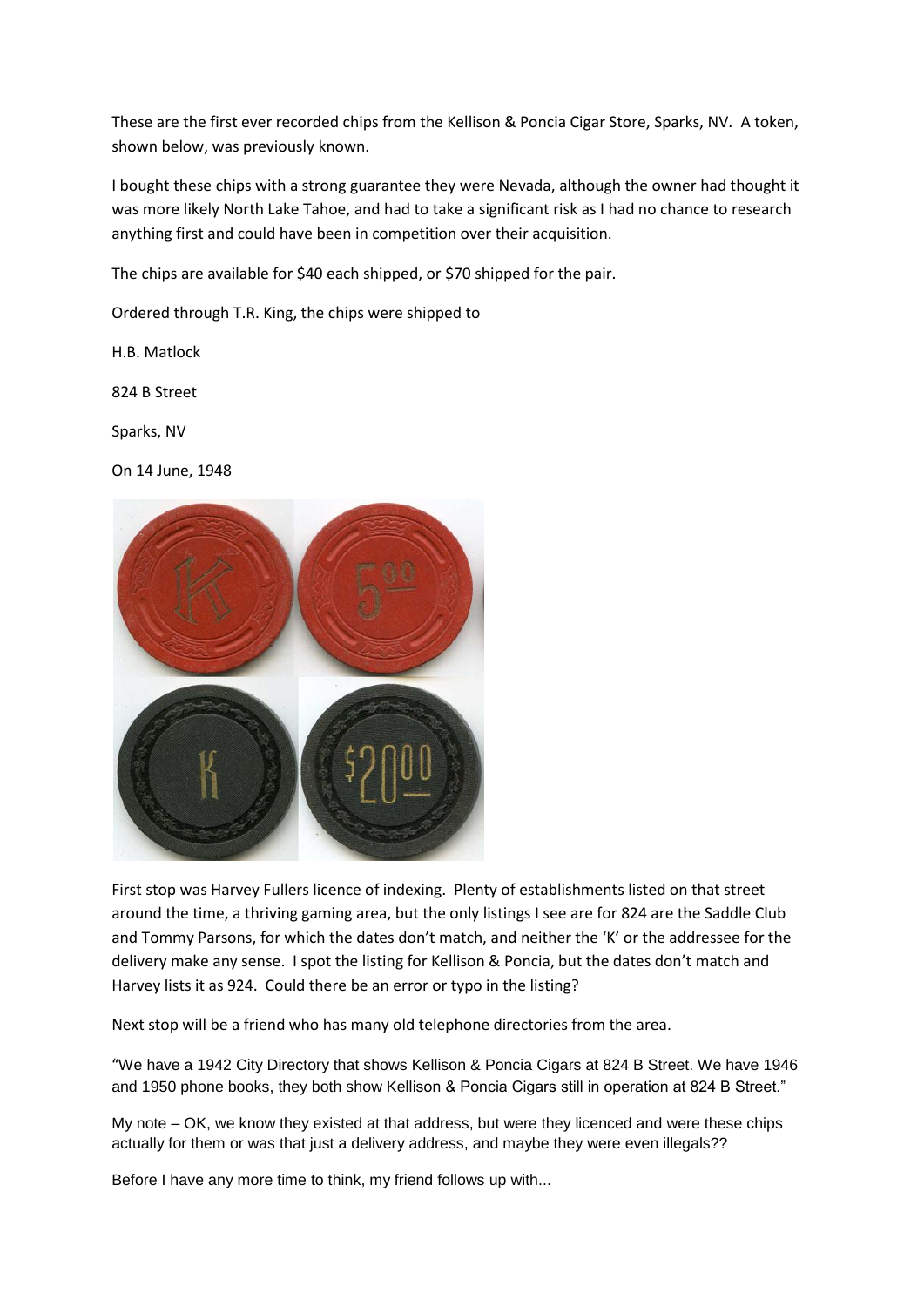These are the first ever recorded chips from the Kellison & Poncia Cigar Store, Sparks, NV. A token, shown below, was previously known.

I bought these chips with a strong guarantee they were Nevada, although the owner had thought it was more likely North Lake Tahoe, and had to take a significant risk as I had no chance to research anything first and could have been in competition over their acquisition.

The chips are available for $40 each shipped, or $70 shipped for the pair.

Ordered through T.R. King, the chips were shipped to

H.B. Matlock

824 B Street

Sparks, NV

On 14 June, 1948

First stop was Harvey Fullers licence of indexing. Plenty of establishments listed on that street around the time, a thriving gaming area, but the only listings I see are for 824 are the Saddle Club and Tommy Parsons, for which the dates don't match, and neither the 'K' or the addressee for the delivery make any sense. I spot the listing for Kellison & Poncia, but the dates don't match and Harvey lists it as 924. Could there be an error or typo in the listing?

Next stop will be a friend who has many old telephone directories from the area.

"We have a 1942 City Directory that shows Kellison & Poncia Cigars at 824 B Street. We have 1946 and 1950 phone books, they both show Kellison & Poncia Cigars still in operation at 824 B Street."

My note – OK, we know they existed at that address, but were they licenced and were these chips actually for them or was that just a delivery address, and maybe they were even illegals??

Before I have any more time to think, my friend follows up with...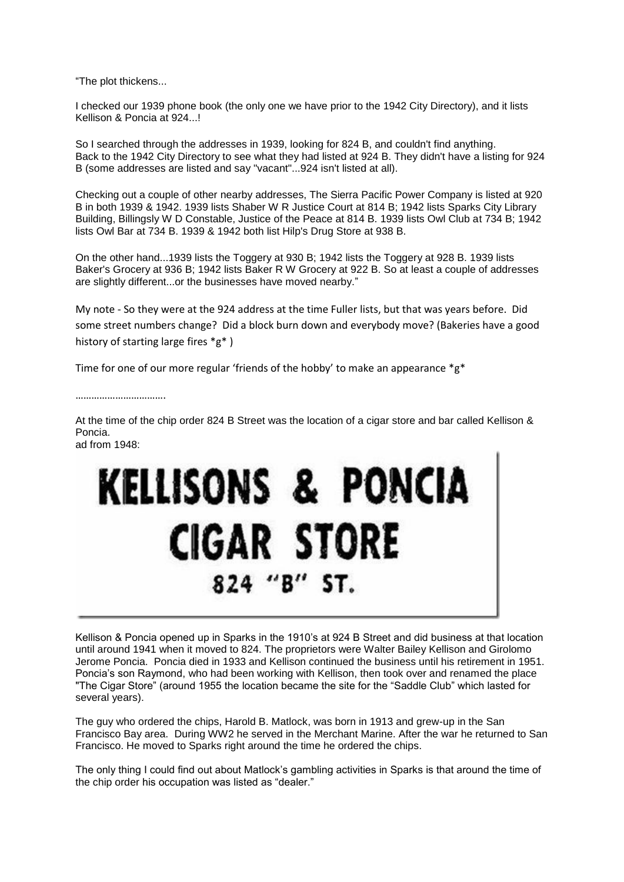"The plot thickens...

I checked our 1939 phone book (the only one we have prior to the 1942 City Directory), and it lists Kellison & Poncia at 924...!

So I searched through the addresses in 1939, looking for 824 B, and couldn't find anything. Back to the 1942 City Directory to see what they had listed at 924 B. They didn't have a listing for 924 B (some addresses are listed and say "vacant"...924 isn't listed at all).

Checking out a couple of other nearby addresses, The Sierra Pacific Power Company is listed at 920 B in both 1939 & 1942. 1939 lists Shaber W R Justice Court at 814 B; 1942 lists Sparks City Library Building, Billingsly W D Constable, Justice of the Peace at 814 B. 1939 lists Owl Club at 734 B; 1942 lists Owl Bar at 734 B. 1939 & 1942 both list Hilp's Drug Store at 938 B.

On the other hand...1939 lists the Toggery at 930 B; 1942 lists the Toggery at 928 B. 1939 lists Baker's Grocery at 936 B; 1942 lists Baker R W Grocery at 922 B. So at least a couple of addresses are slightly different...or the businesses have moved nearby."

My note - So they were at the 924 address at the time Fuller lists, but that was years before. Did some street numbers change? Did a block burn down and everybody move? (Bakeries have a good history of starting large fires *g* )

Time for one of our more regular 'friends of the hobby' to make an appearance *g*

……………………………

At the time of the chip order 824 B Street was the location of a cigar store and bar called Kellison & Poncia.
ad from 1948:

KELLISONS & PONCIA
CIGAR STORE
824 "B" ST.

Kellison & Poncia opened up in Sparks in the 1910's at 924 B Street and did business at that location until around 1941 when it moved to 824. The proprietors were Walter Bailey Kellison and Girolomo Jerome Poncia. Poncia died in 1933 and Kellison continued the business until his retirement in 1951. Poncia's son Raymond, who had been working with Kellison, then took over and renamed the place "The Cigar Store" (around 1955 the location became the site for the "Saddle Club" which lasted for several years).

The guy who ordered the chips, Harold B. Matlock, was born in 1913 and grew-up in the San Francisco Bay area. During WW2 he served in the Merchant Marine. After the war he returned to San Francisco. He moved to Sparks right around the time he ordered the chips.

The only thing I could find out about Matlock's gambling activities in Sparks is that around the time of the chip order his occupation was listed as "dealer."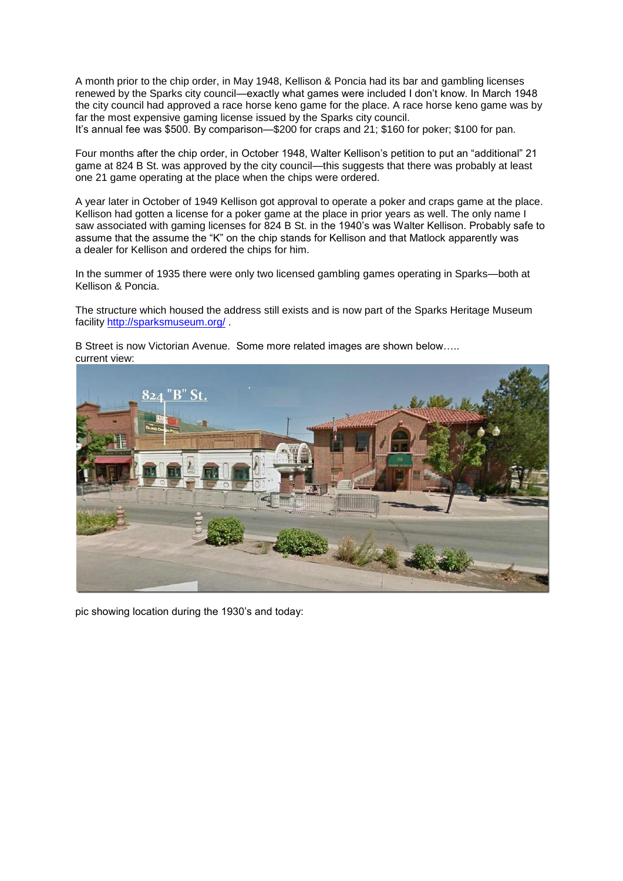A month prior to the chip order, in May 1948, Kellison & Poncia had its bar and gambling licenses renewed by the Sparks city council—exactly what games were included I don't know. In March 1948 the city council had approved a race horse keno game for the place. A race horse keno game was by far the most expensive gaming license issued by the Sparks city council.
It's annual fee was $500. By comparison—$200 for craps and 21; $160 for poker; $100 for pan.

Four months after the chip order, in October 1948, Walter Kellison's petition to put an "additional" 21 game at 824 B St. was approved by the city council—this suggests that there was probably at least one 21 game operating at the place when the chips were ordered.

A year later in October of 1949 Kellison got approval to operate a poker and craps game at the place. Kellison had gotten a license for a poker game at the place in prior years as well. The only name I saw associated with gaming licenses for 824 B St. in the 1940's was Walter Kellison. Probably safe to assume that the assume the "K" on the chip stands for Kellison and that Matlock apparently was a dealer for Kellison and ordered the chips for him.

In the summer of 1935 there were only two licensed gambling games operating in Sparks—both at Kellison & Poncia.

The structure which housed the address still exists and is now part of the Sparks Heritage Museum facility http://sparksmuseum.org/ .

B Street is now Victorian Avenue. Some more related images are shown below…..
current view:

pic showing location during the 1930's and today: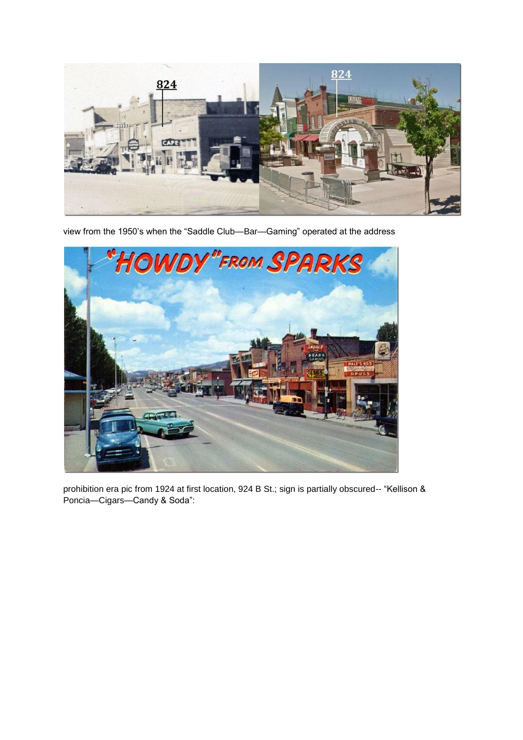view from the 1950's when the "Saddle Club—Bar—Gaming" operated at the address

prohibition era pic from 1924 at first location, 924 B St.; sign is partially obscured-- "Kellison & Poncia—Cigars—Candy & Soda":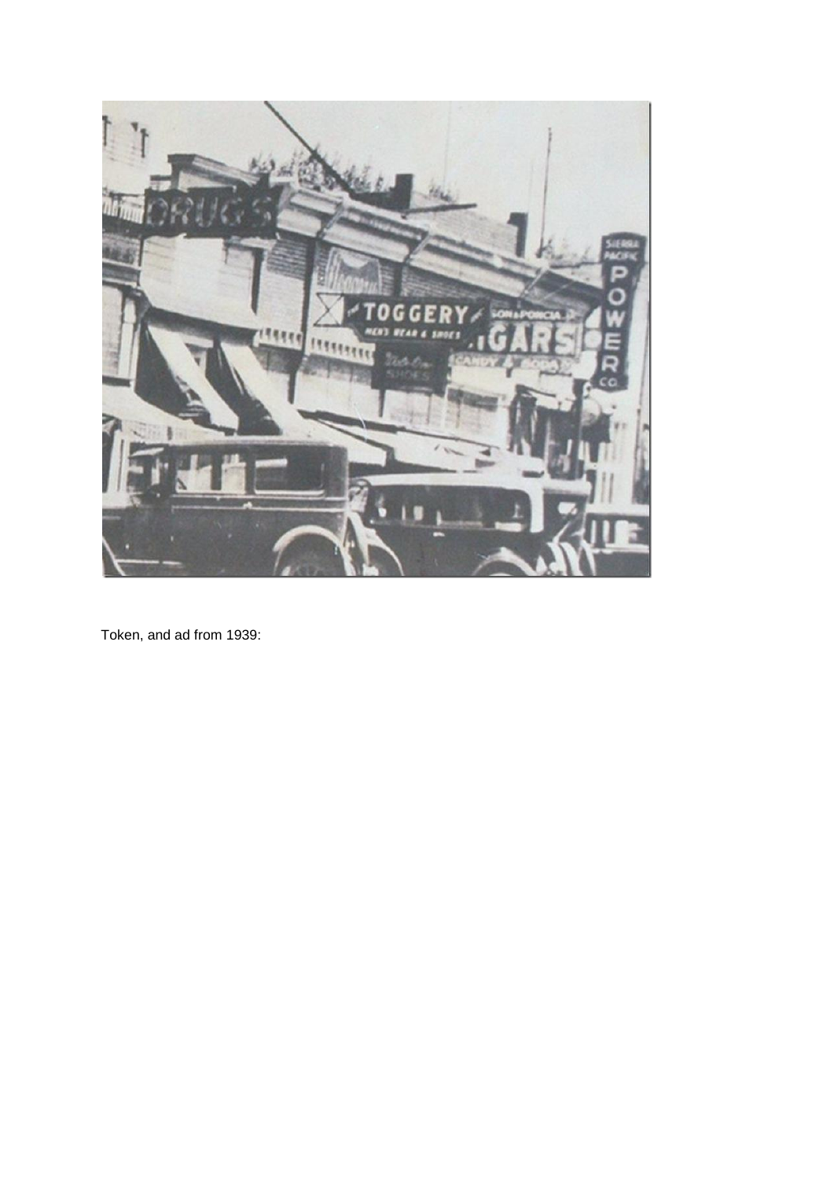Token, and ad from 1939: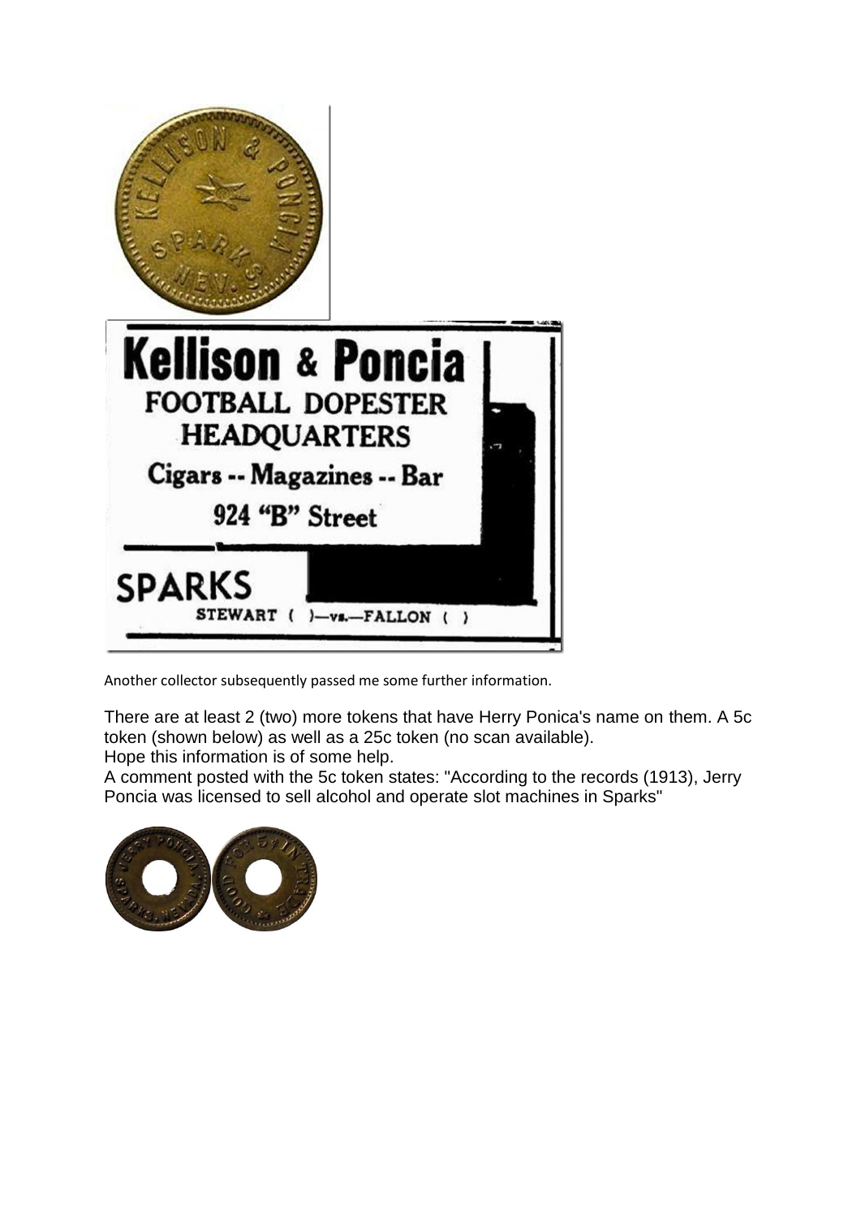Another collector subsequently passed me some further information.

There are at least 2 (two) more tokens that have Herry Ponica's name on them. A 5c token (shown below) as well as a 25c token (no scan available).
Hope this information is of some help.
A comment posted with the 5c token states: "According to the records (1913), Jerry Poncia was licensed to sell alcohol and operate slot machines in Sparks"